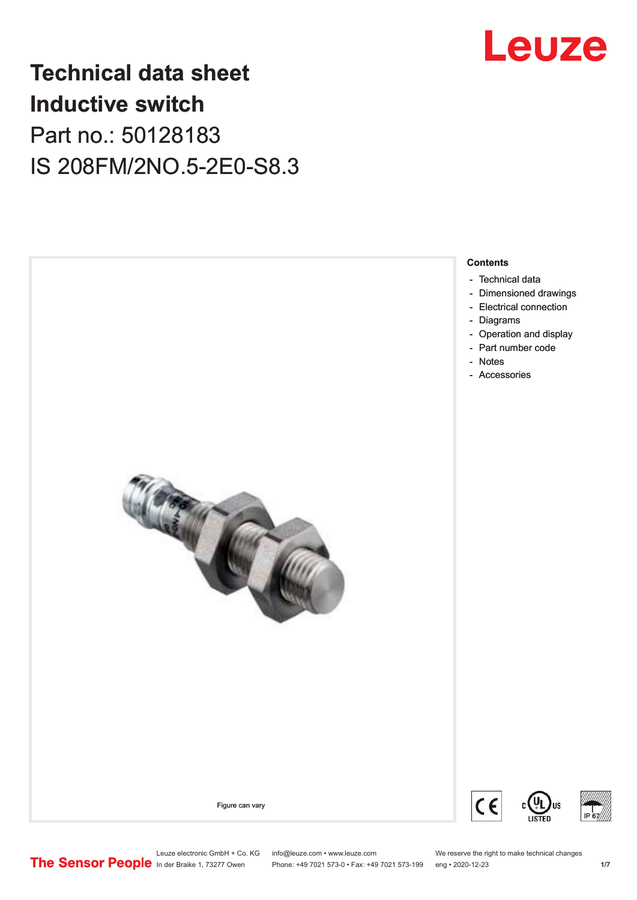# Technical data sheet
# Inductive switch

## Part no.: 50128183

## IS 208FM/2NO.5-2E0-S8.3

Figure can vary

**Contents**

- Technical data
- Dimensioned drawings
- Electrical connection
- Diagrams
- Operation and display
- Part number code
- Notes
- Accessories

Leuze electronic GmbH + Co. KG
In der Braike 1, 73277 Owen

info@leuze.com • www.leuze.com
Phone: +49 7021 573-0 • Fax: +49 7021 573-199

We reserve the right to make technical changes
eng • 2020-12-23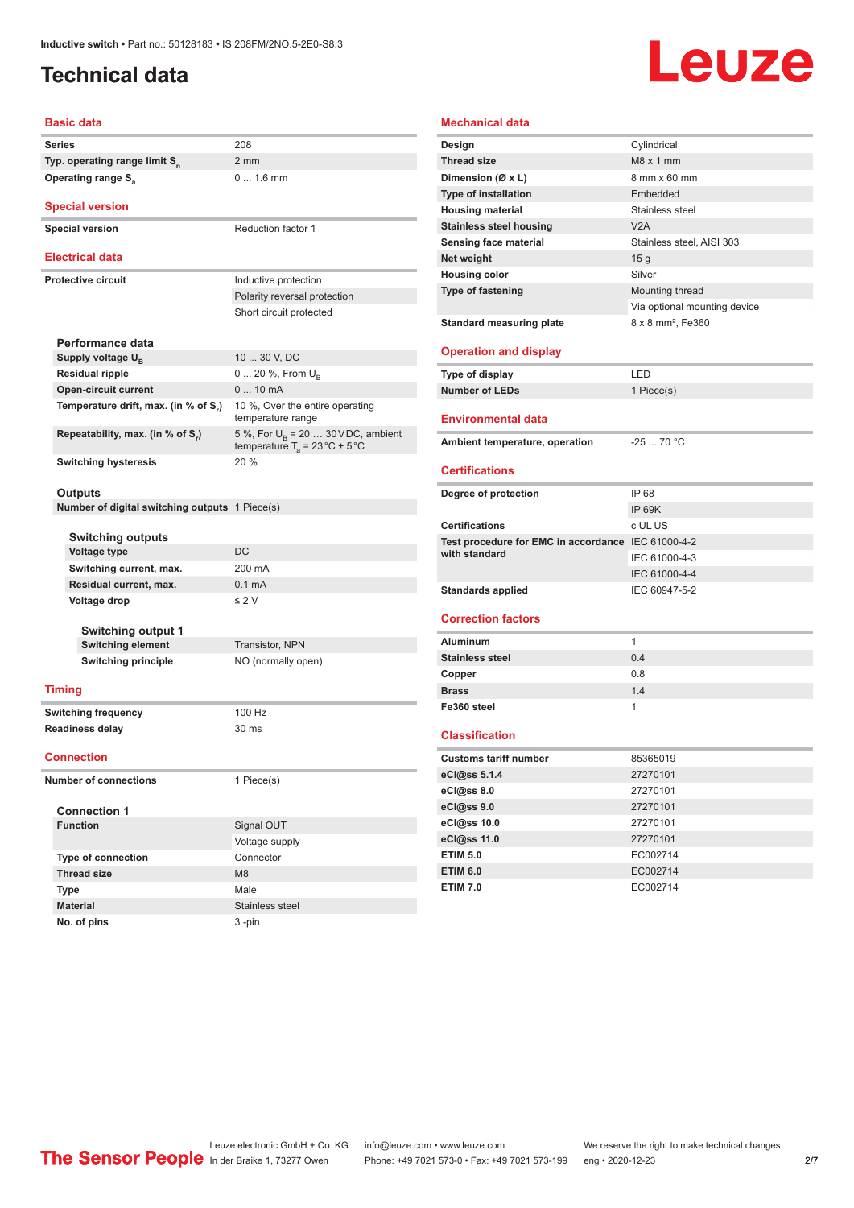# Technical data

## Basic data

| | |
|---|---|
| Series | 208 |
| Typ. operating range limit $S_n$ | 2 mm |
| Operating range $S_a$ | 0 ... 1.6 mm |

## Special version

| | |
|---|---|
| Special version | Reduction factor 1 |

## Electrical data

| | |
|---|---|
| Protective circuit | Inductive protection |
| | Polarity reversal protection |
| | Short circuit protected |

### Performance data

| | |
|---|---|
| Supply voltage $U_B$ | 10 ... 30 V, DC |
| Residual ripple | 0 ... 20 %, From $U_B$ |
| Open-circuit current | 0 ... 10 mA |
| Temperature drift, max. (in % of $S_r$) | 10 %, Over the entire operating temperature range |
| Repeatability, max. (in % of $S_r$) | 5 %, For $U_B$ = 20 … 30 V DC, ambient temperature $T_a$ = 23 °C ± 5 °C |
| Switching hysteresis | 20 % |

### Outputs

| | |
|---|---|
| Number of digital switching outputs | 1 Piece(s) |

#### Switching outputs

| | |
|---|---|
| Voltage type | DC |
| Switching current, max. | 200 mA |
| Residual current, max. | 0.1 mA |
| Voltage drop | ≤ 2 V |

##### Switching output 1

| | |
|---|---|
| Switching element | Transistor, NPN |
| Switching principle | NO (normally open) |

## Timing

| | |
|---|---|
| Switching frequency | 100 Hz |
| Readiness delay | 30 ms |

## Connection

| | |
|---|---|
| Number of connections | 1 Piece(s) |

### Connection 1

| | |
|---|---|
| Function | Signal OUT |
| | Voltage supply |
| Type of connection | Connector |
| Thread size | M8 |
| Type | Male |
| Material | Stainless steel |
| No. of pins | 3 -pin |

## Mechanical data

| | |
|---|---|
| Design | Cylindrical |
| Thread size | M8 x 1 mm |
| Dimension (Ø x L) | 8 mm x 60 mm |
| Type of installation | Embedded |
| Housing material | Stainless steel |
| Stainless steel housing | V2A |
| Sensing face material | Stainless steel, AISI 303 |
| Net weight | 15 g |
| Housing color | Silver |
| Type of fastening | Mounting thread |
| | Via optional mounting device |
| Standard measuring plate | 8 x 8 mm², Fe360 |

## Operation and display

| | |
|---|---|
| Type of display | LED |
| Number of LEDs | 1 Piece(s) |

## Environmental data

| | |
|---|---|
| Ambient temperature, operation | -25 ... 70 °C |

## Certifications

| | |
|---|---|
| Degree of protection | IP 68 |
| | IP 69K |
| Certifications | c UL US |
| Test procedure for EMC in accordance with standard | IEC 61000-4-2 |
| | IEC 61000-4-3 |
| | IEC 61000-4-4 |
| Standards applied | IEC 60947-5-2 |

## Correction factors

| | |
|---|---|
| Aluminum | 1 |
| Stainless steel | 0.4 |
| Copper | 0.8 |
| Brass | 1.4 |
| Fe360 steel | 1 |

## Classification

| | |
|---|---|
| Customs tariff number | 85365019 |
| eCl@ss 5.1.4 | 27270101 |
| eCl@ss 8.0 | 27270101 |
| eCl@ss 9.0 | 27270101 |
| eCl@ss 10.0 | 27270101 |
| eCl@ss 11.0 | 27270101 |
| ETIM 5.0 | EC002714 |
| ETIM 6.0 | EC002714 |
| ETIM 7.0 | EC002714 |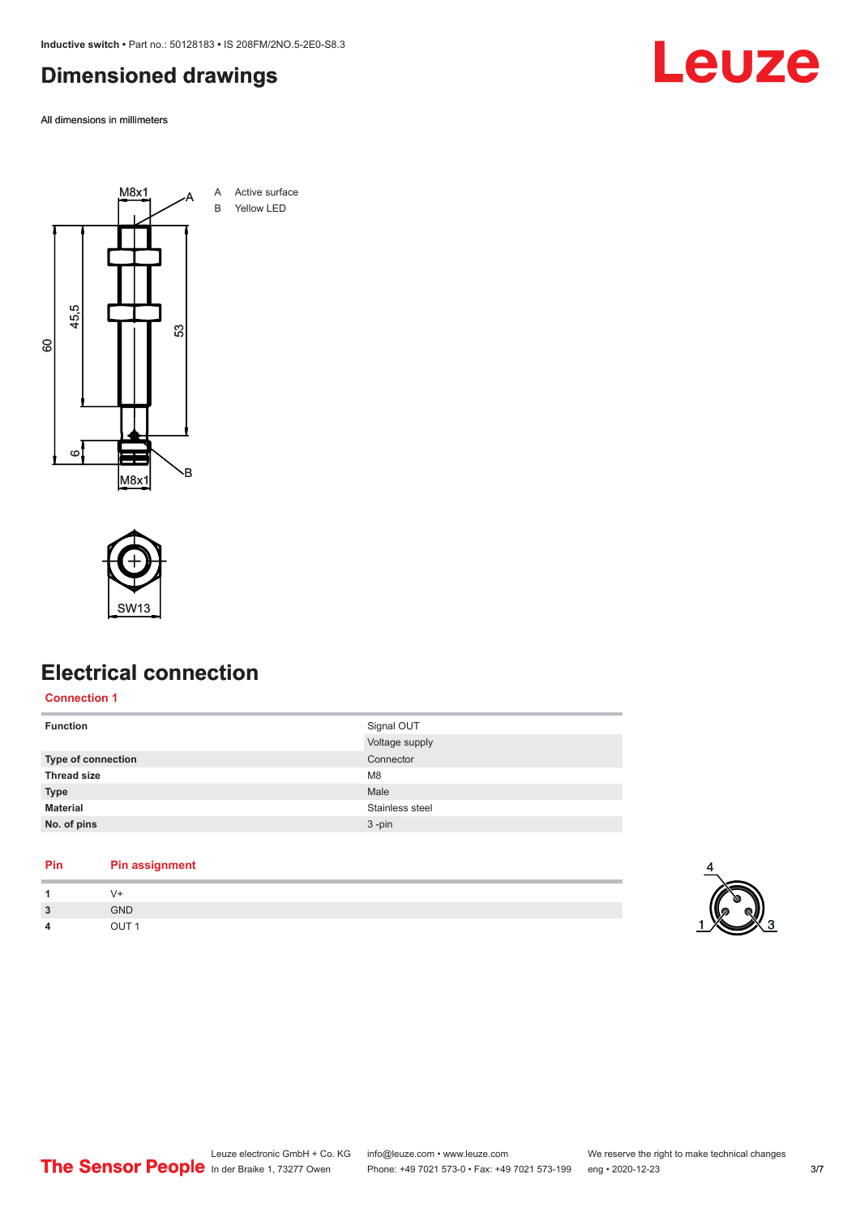## Dimensioned drawings

All dimensions in millimeters

A Active surface
B Yellow LED

## Electrical connection

### Connection 1

| Function | Signal OUT |
|---|---|
| | Voltage supply |
| **Type of connection** | Connector |
| **Thread size** | M8 |
| **Type** | Male |
| **Material** | Stainless steel |
| **No. of pins** | 3 -pin |

| Pin | Pin assignment |
|---|---|
| 1 | V+ |
| 3 | GND |
| 4 | OUT 1 |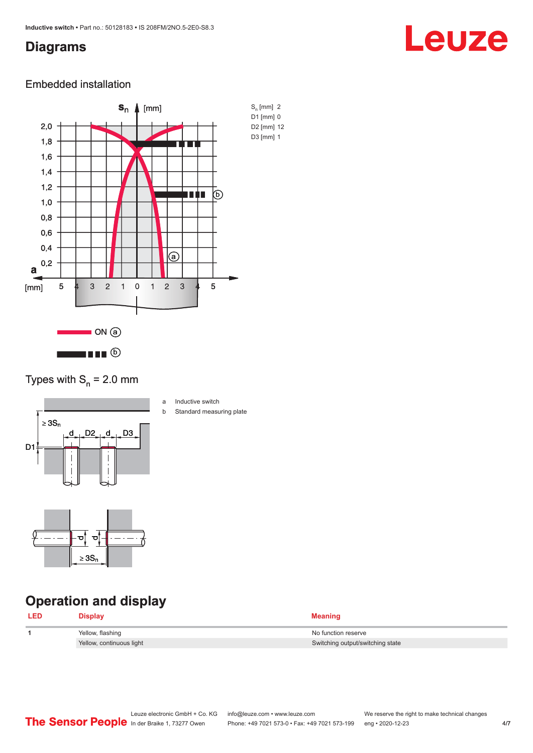## Diagrams

### Embedded installation

$S_n$ [mm] 2
D1 [mm] 0
D2 [mm] 12
D3 [mm] 1

ON ⓐ

ⓑ

### Types with $S_n$ = 2.0 mm

a Inductive switch
b Standard measuring plate

## Operation and display

| LED | Display | Meaning |
|---|---|---|
| 1 | Yellow, flashing | No function reserve |
| | Yellow, continuous light | Switching output/switching state |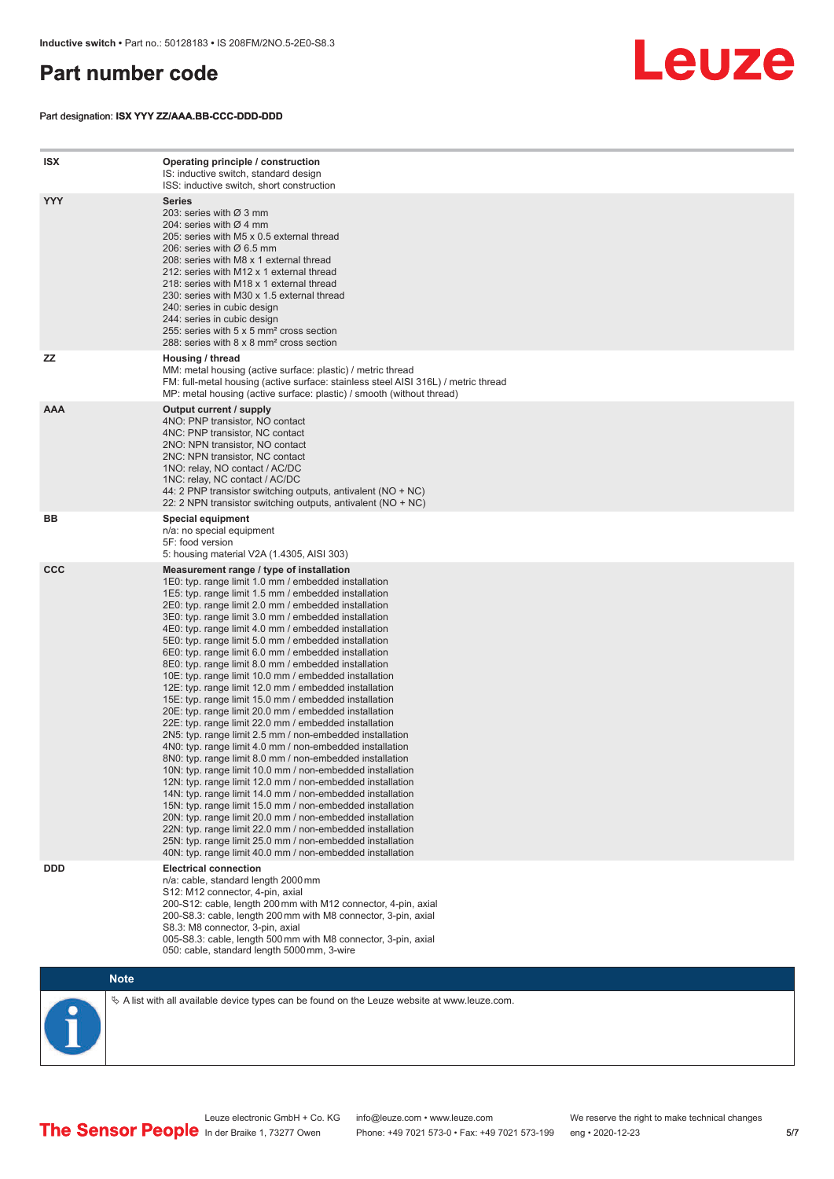# Part number code

Part designation: **ISX YYY ZZ/AAA.BB-CCC-DDD-DDD**

| | |
|---|---|
| **ISX** | **Operating principle / construction**<br>IS: inductive switch, standard design<br>ISS: inductive switch, short construction |
| **YYY** | **Series**<br>203: series with Ø 3 mm<br>204: series with Ø 4 mm<br>205: series with M5 x 0.5 external thread<br>206: series with Ø 6.5 mm<br>208: series with M8 x 1 external thread<br>212: series with M12 x 1 external thread<br>218: series with M18 x 1 external thread<br>230: series with M30 x 1.5 external thread<br>240: series in cubic design<br>244: series in cubic design<br>255: series with 5 x 5 mm² cross section<br>288: series with 8 x 8 mm² cross section |
| **ZZ** | **Housing / thread**<br>MM: metal housing (active surface: plastic) / metric thread<br>FM: full-metal housing (active surface: stainless steel AISI 316L) / metric thread<br>MP: metal housing (active surface: plastic) / smooth (without thread) |
| **AAA** | **Output current / supply**<br>4NO: PNP transistor, NO contact<br>4NC: PNP transistor, NC contact<br>2NO: NPN transistor, NO contact<br>2NC: NPN transistor, NC contact<br>1NO: relay, NO contact / AC/DC<br>1NC: relay, NC contact / AC/DC<br>44: 2 PNP transistor switching outputs, antivalent (NO + NC)<br>22: 2 NPN transistor switching outputs, antivalent (NO + NC) |
| **BB** | **Special equipment**<br>n/a: no special equipment<br>5F: food version<br>5: housing material V2A (1.4305, AISI 303) |
| **CCC** | **Measurement range / type of installation**<br>1E0: typ. range limit 1.0 mm / embedded installation<br>1E5: typ. range limit 1.5 mm / embedded installation<br>2E0: typ. range limit 2.0 mm / embedded installation<br>3E0: typ. range limit 3.0 mm / embedded installation<br>4E0: typ. range limit 4.0 mm / embedded installation<br>5E0: typ. range limit 5.0 mm / embedded installation<br>6E0: typ. range limit 6.0 mm / embedded installation<br>8E0: typ. range limit 8.0 mm / embedded installation<br>10E: typ. range limit 10.0 mm / embedded installation<br>12E: typ. range limit 12.0 mm / embedded installation<br>15E: typ. range limit 15.0 mm / embedded installation<br>20E: typ. range limit 20.0 mm / embedded installation<br>22E: typ. range limit 22.0 mm / embedded installation<br>2N5: typ. range limit 2.5 mm / non-embedded installation<br>4N0: typ. range limit 4.0 mm / non-embedded installation<br>8N0: typ. range limit 8.0 mm / non-embedded installation<br>10N: typ. range limit 10.0 mm / non-embedded installation<br>12N: typ. range limit 12.0 mm / non-embedded installation<br>14N: typ. range limit 14.0 mm / non-embedded installation<br>15N: typ. range limit 15.0 mm / non-embedded installation<br>20N: typ. range limit 20.0 mm / non-embedded installation<br>22N: typ. range limit 22.0 mm / non-embedded installation<br>25N: typ. range limit 25.0 mm / non-embedded installation<br>40N: typ. range limit 40.0 mm / non-embedded installation |
| **DDD** | **Electrical connection**<br>n/a: cable, standard length 2000 mm<br>S12: M12 connector, 4-pin, axial<br>200-S12: cable, length 200 mm with M12 connector, 4-pin, axial<br>200-S8.3: cable, length 200 mm with M8 connector, 3-pin, axial<br>S8.3: M8 connector, 3-pin, axial<br>005-S8.3: cable, length 500 mm with M8 connector, 3-pin, axial<br>050: cable, standard length 5000 mm, 3-wire |

**Note**

↳ A list with all available device types can be found on the Leuze website at www.leuze.com.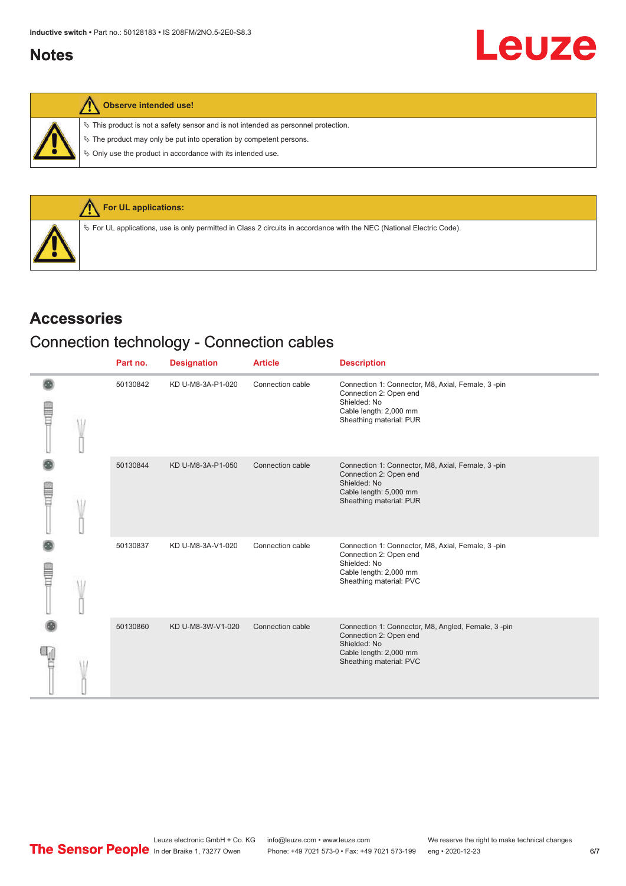## Notes

| Observe intended use! |
|---|
| ✎ This product is not a safety sensor and is not intended as personnel protection. |
| ✎ The product may only be put into operation by competent persons. |
| ✎ Only use the product in accordance with its intended use. |

| For UL applications: |
|---|
| ✎ For UL applications, use is only permitted in Class 2 circuits in accordance with the NEC (National Electric Code). |

# Accessories

## Connection technology - Connection cables

| | Part no. | Designation | Article | Description |
|---|---|---|---|---|
| | 50130842 | KD U-M8-3A-P1-020 | Connection cable | Connection 1: Connector, M8, Axial, Female, 3 -pin<br>Connection 2: Open end<br>Shielded: No<br>Cable length: 2,000 mm<br>Sheathing material: PUR |
| | 50130844 | KD U-M8-3A-P1-050 | Connection cable | Connection 1: Connector, M8, Axial, Female, 3 -pin<br>Connection 2: Open end<br>Shielded: No<br>Cable length: 5,000 mm<br>Sheathing material: PUR |
| | 50130837 | KD U-M8-3A-V1-020 | Connection cable | Connection 1: Connector, M8, Axial, Female, 3 -pin<br>Connection 2: Open end<br>Shielded: No<br>Cable length: 2,000 mm<br>Sheathing material: PVC |
| | 50130860 | KD U-M8-3W-V1-020 | Connection cable | Connection 1: Connector, M8, Angled, Female, 3 -pin<br>Connection 2: Open end<br>Shielded: No<br>Cable length: 2,000 mm<br>Sheathing material: PVC |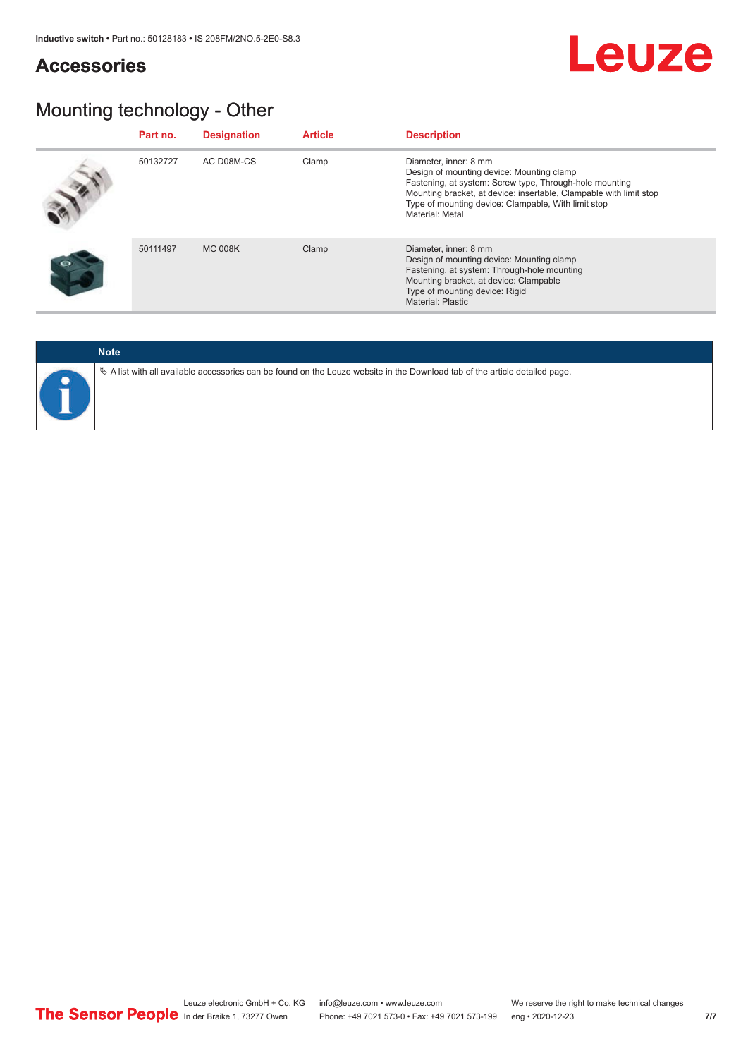## Accessories

### Mounting technology - Other

| | Part no. | Designation | Article | Description |
|---|---|---|---|---|
| | 50132727 | AC D08M-CS | Clamp | Diameter, inner: 8 mm<br>Design of mounting device: Mounting clamp<br>Fastening, at system: Screw type, Through-hole mounting<br>Mounting bracket, at device: insertable, Clampable with limit stop<br>Type of mounting device: Clampable, With limit stop<br>Material: Metal |
| | 50111497 | MC 008K | Clamp | Diameter, inner: 8 mm<br>Design of mounting device: Mounting clamp<br>Fastening, at system: Through-hole mounting<br>Mounting bracket, at device: Clampable<br>Type of mounting device: Rigid<br>Material: Plastic |

**Note**

↳ A list with all available accessories can be found on the Leuze website in the Download tab of the article detailed page.